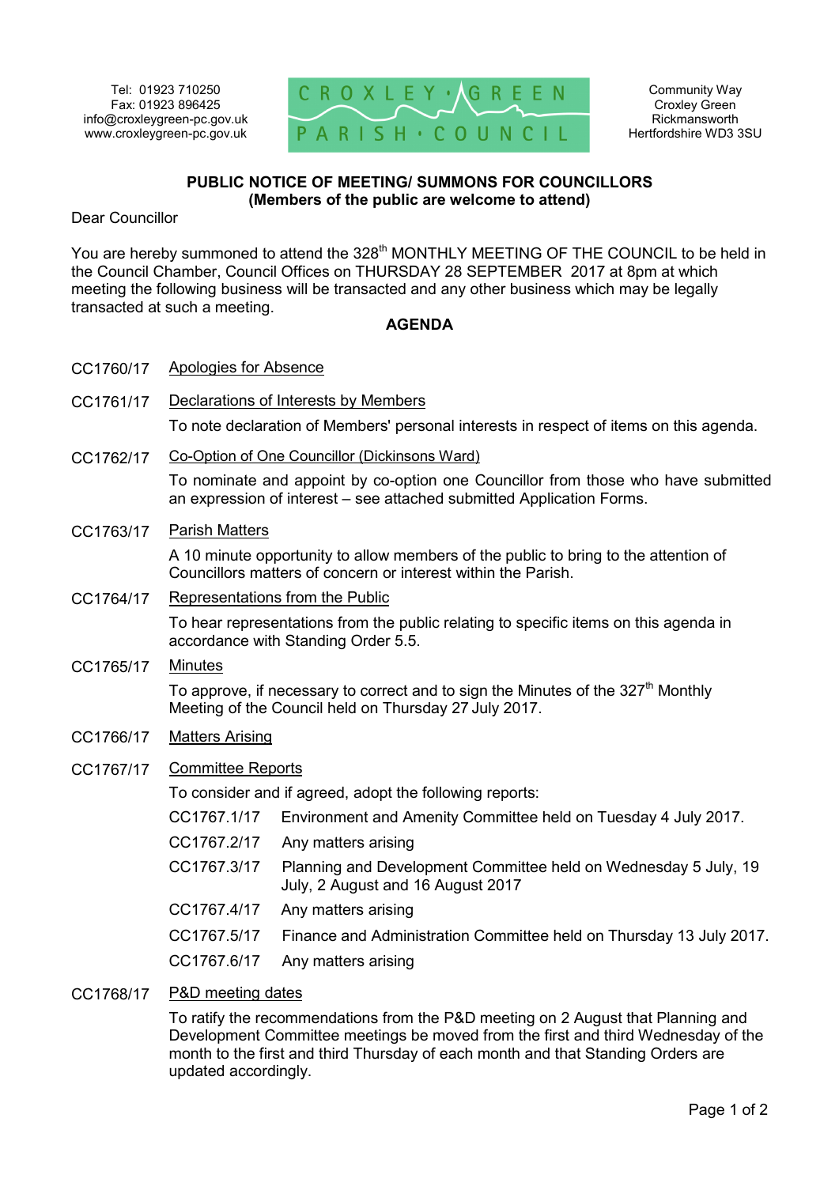Tel: 01923 710250
Fax: 01923 896425
info@croxleygreen-pc.gov.uk
www.croxleygreen-pc.gov.uk

CROXLEY GREEN PARISH COUNCIL

Community Way
Croxley Green
Rickmansworth
Hertfordshire WD3 3SU

**PUBLIC NOTICE OF MEETING/ SUMMONS FOR COUNCILLORS**
**(Members of the public are welcome to attend)**

Dear Councillor

You are hereby summoned to attend the 328th MONTHLY MEETING OF THE COUNCIL to be held in the Council Chamber, Council Offices on THURSDAY 28 SEPTEMBER 2017 at 8pm at which meeting the following business will be transacted and any other business which may be legally transacted at such a meeting.

**AGENDA**

CC1760/17 Apologies for Absence

CC1761/17 Declarations of Interests by Members

To note declaration of Members' personal interests in respect of items on this agenda.

CC1762/17 Co-Option of One Councillor (Dickinsons Ward)

To nominate and appoint by co-option one Councillor from those who have submitted an expression of interest – see attached submitted Application Forms.

CC1763/17 Parish Matters

A 10 minute opportunity to allow members of the public to bring to the attention of Councillors matters of concern or interest within the Parish.

CC1764/17 Representations from the Public

To hear representations from the public relating to specific items on this agenda in accordance with Standing Order 5.5.

CC1765/17 Minutes

To approve, if necessary to correct and to sign the Minutes of the 327th Monthly Meeting of the Council held on Thursday 27 July 2017.

CC1766/17 Matters Arising

CC1767/17 Committee Reports

To consider and if agreed, adopt the following reports:

CC1767.1/17 Environment and Amenity Committee held on Tuesday 4 July 2017.

CC1767.2/17 Any matters arising

CC1767.3/17 Planning and Development Committee held on Wednesday 5 July, 19 July, 2 August and 16 August 2017

CC1767.4/17 Any matters arising

CC1767.5/17 Finance and Administration Committee held on Thursday 13 July 2017.

CC1767.6/17 Any matters arising

CC1768/17 P&D meeting dates

To ratify the recommendations from the P&D meeting on 2 August that Planning and Development Committee meetings be moved from the first and third Wednesday of the month to the first and third Thursday of each month and that Standing Orders are updated accordingly.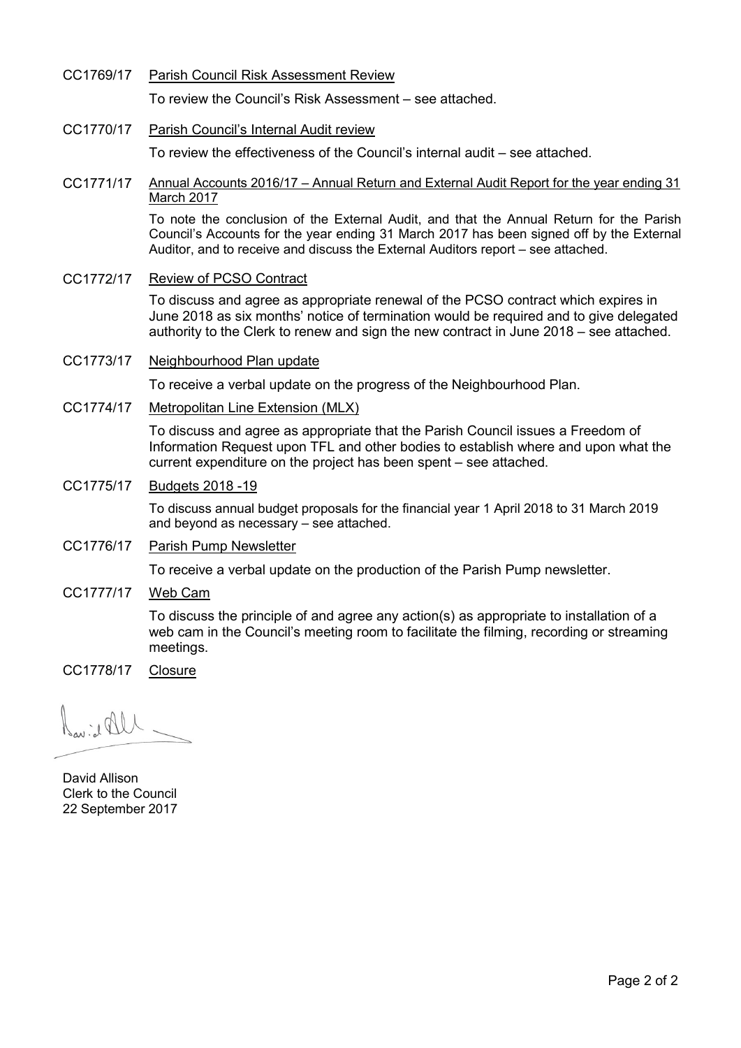CC1769/17 Parish Council Risk Assessment Review

To review the Council's Risk Assessment – see attached.

CC1770/17 Parish Council's Internal Audit review

To review the effectiveness of the Council's internal audit – see attached.

CC1771/17 Annual Accounts 2016/17 – Annual Return and External Audit Report for the year ending 31 March 2017

To note the conclusion of the External Audit, and that the Annual Return for the Parish Council's Accounts for the year ending 31 March 2017 has been signed off by the External Auditor, and to receive and discuss the External Auditors report – see attached.

CC1772/17 Review of PCSO Contract

To discuss and agree as appropriate renewal of the PCSO contract which expires in June 2018 as six months' notice of termination would be required and to give delegated authority to the Clerk to renew and sign the new contract in June 2018 – see attached.

CC1773/17 Neighbourhood Plan update

To receive a verbal update on the progress of the Neighbourhood Plan.

CC1774/17 Metropolitan Line Extension (MLX)

To discuss and agree as appropriate that the Parish Council issues a Freedom of Information Request upon TFL and other bodies to establish where and upon what the current expenditure on the project has been spent – see attached.

CC1775/17 Budgets 2018 -19

To discuss annual budget proposals for the financial year 1 April 2018 to 31 March 2019 and beyond as necessary – see attached.

CC1776/17 Parish Pump Newsletter

To receive a verbal update on the production of the Parish Pump newsletter.

CC1777/17 Web Cam

To discuss the principle of and agree any action(s) as appropriate to installation of a web cam in the Council's meeting room to facilitate the filming, recording or streaming meetings.

CC1778/17 Closure

David Allison
Clerk to the Council
22 September 2017